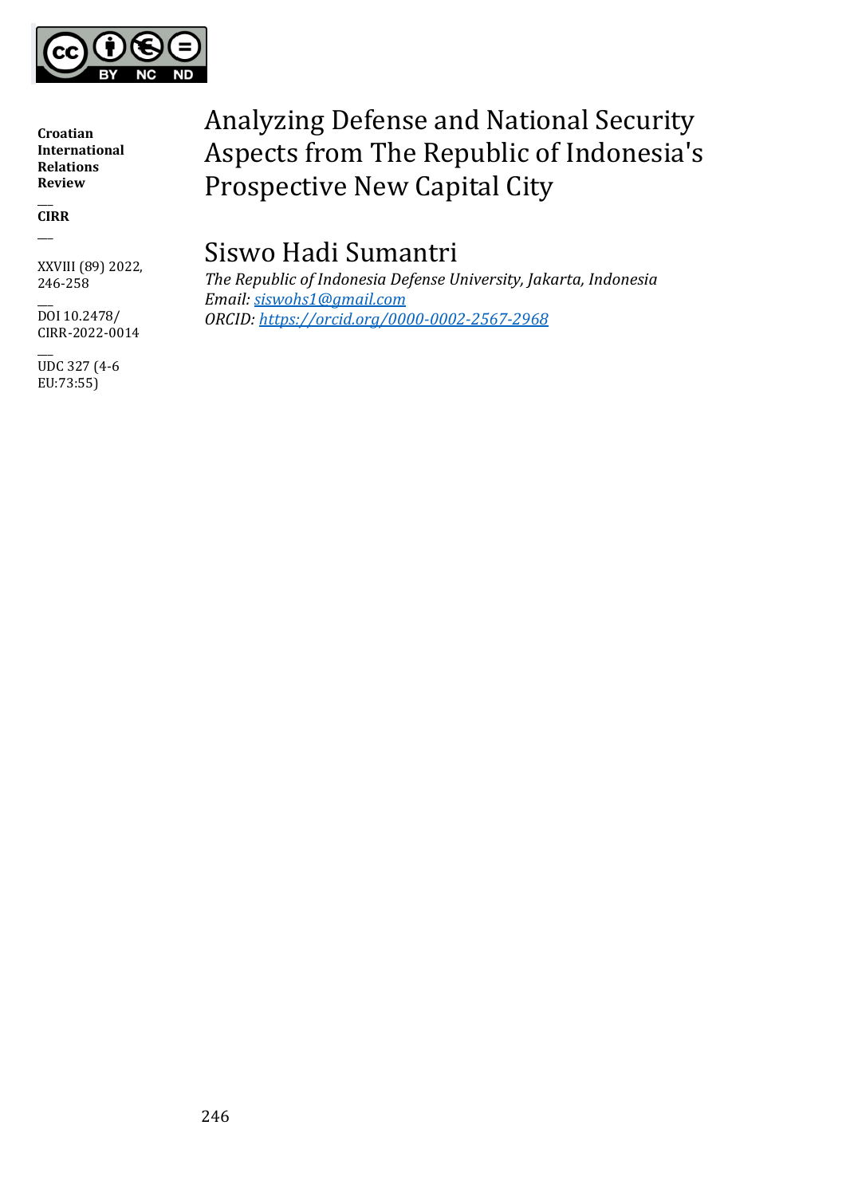Croatian International Relations Review

CIRR

DOI 10.2478/ CIRR-2022-0014

UDC 327 (4-6 EU:73:55)

# Analyzing Defense and National Security Aspects from The Republic of Indonesia's Prospective New Capital City

## Siswo Hadi Sumantri

*The Republic of Indonesia Defense University, Jakarta, Indonesia*
*Email: siswohs1@gmail.com*
*ORCID: https://orcid.org/0000-0002-2567-2968*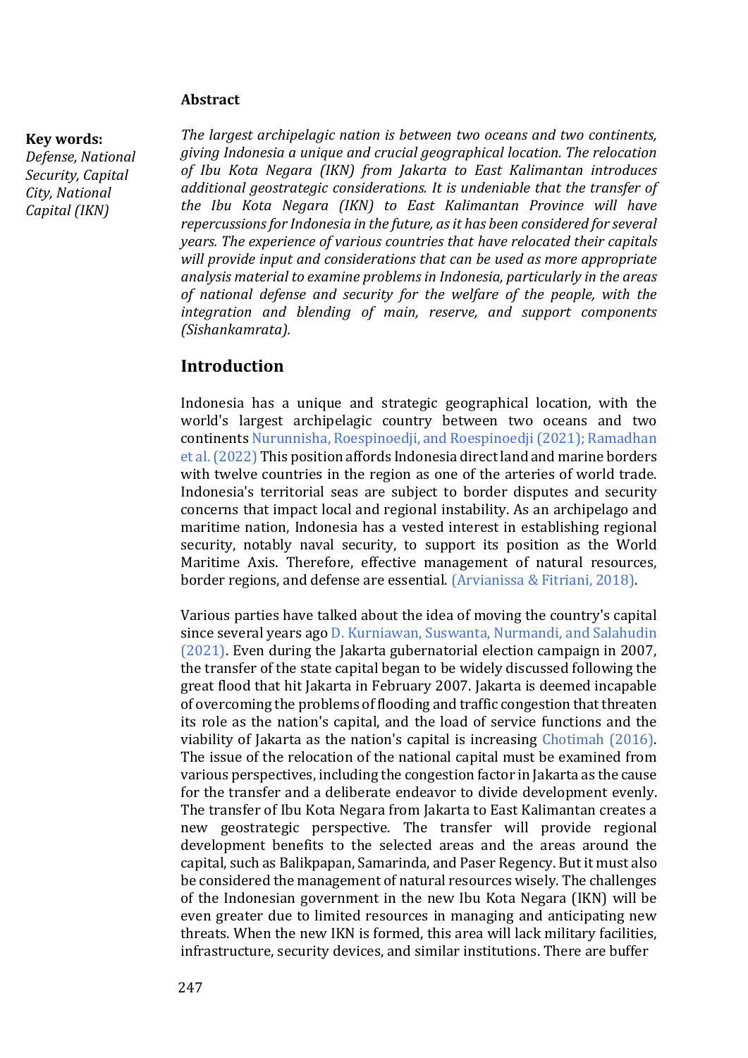## Abstract

**Key words:**
*Defense, National Security, Capital City, National Capital (IKN)*

*The largest archipelagic nation is between two oceans and two continents, giving Indonesia a unique and crucial geographical location. The relocation of Ibu Kota Negara (IKN) from Jakarta to East Kalimantan introduces additional geostrategic considerations. It is undeniable that the transfer of the Ibu Kota Negara (IKN) to East Kalimantan Province will have repercussions for Indonesia in the future, as it has been considered for several years. The experience of various countries that have relocated their capitals will provide input and considerations that can be used as more appropriate analysis material to examine problems in Indonesia, particularly in the areas of national defense and security for the welfare of the people, with the integration and blending of main, reserve, and support components (Sishankamrata).*

## Introduction

Indonesia has a unique and strategic geographical location, with the world's largest archipelagic country between two oceans and two continents Nurunnisha, Roespinoedji, and Roespinoedji (2021); Ramadhan et al. (2022) This position affords Indonesia direct land and marine borders with twelve countries in the region as one of the arteries of world trade. Indonesia's territorial seas are subject to border disputes and security concerns that impact local and regional instability. As an archipelago and maritime nation, Indonesia has a vested interest in establishing regional security, notably naval security, to support its position as the World Maritime Axis. Therefore, effective management of natural resources, border regions, and defense are essential. (Arvianissa & Fitriani, 2018).

Various parties have talked about the idea of moving the country's capital since several years ago D. Kurniawan, Suswanta, Nurmandi, and Salahudin (2021). Even during the Jakarta gubernatorial election campaign in 2007, the transfer of the state capital began to be widely discussed following the great flood that hit Jakarta in February 2007. Jakarta is deemed incapable of overcoming the problems of flooding and traffic congestion that threaten its role as the nation's capital, and the load of service functions and the viability of Jakarta as the nation's capital is increasing Chotimah (2016). The issue of the relocation of the national capital must be examined from various perspectives, including the congestion factor in Jakarta as the cause for the transfer and a deliberate endeavor to divide development evenly. The transfer of Ibu Kota Negara from Jakarta to East Kalimantan creates a new geostrategic perspective. The transfer will provide regional development benefits to the selected areas and the areas around the capital, such as Balikpapan, Samarinda, and Paser Regency. But it must also be considered the management of natural resources wisely. The challenges of the Indonesian government in the new Ibu Kota Negara (IKN) will be even greater due to limited resources in managing and anticipating new threats. When the new IKN is formed, this area will lack military facilities, infrastructure, security devices, and similar institutions. There are buffer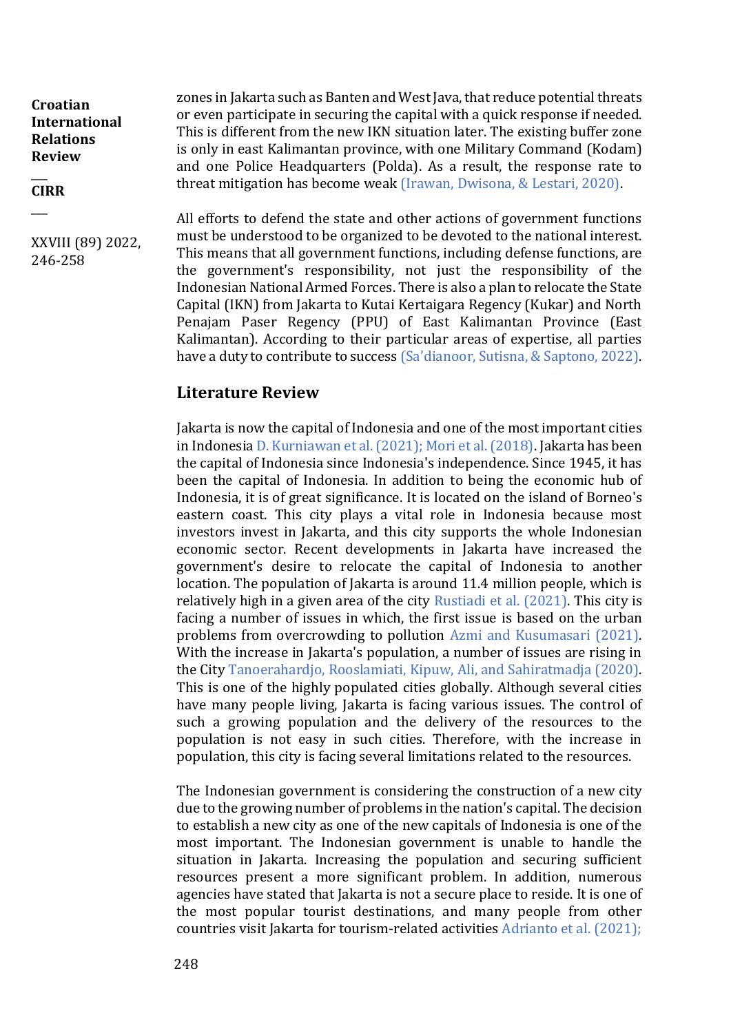zones in Jakarta such as Banten and West Java, that reduce potential threats or even participate in securing the capital with a quick response if needed. This is different from the new IKN situation later. The existing buffer zone is only in east Kalimantan province, with one Military Command (Kodam) and one Police Headquarters (Polda). As a result, the response rate to threat mitigation has become weak (Irawan, Dwisona, & Lestari, 2020).

All efforts to defend the state and other actions of government functions must be understood to be organized to be devoted to the national interest. This means that all government functions, including defense functions, are the government's responsibility, not just the responsibility of the Indonesian National Armed Forces. There is also a plan to relocate the State Capital (IKN) from Jakarta to Kutai Kertaigara Regency (Kukar) and North Penajam Paser Regency (PPU) of East Kalimantan Province (East Kalimantan). According to their particular areas of expertise, all parties have a duty to contribute to success (Sa'dianoor, Sutisna, & Saptono, 2022).

## Literature Review

Jakarta is now the capital of Indonesia and one of the most important cities in Indonesia D. Kurniawan et al. (2021); Mori et al. (2018). Jakarta has been the capital of Indonesia since Indonesia's independence. Since 1945, it has been the capital of Indonesia. In addition to being the economic hub of Indonesia, it is of great significance. It is located on the island of Borneo's eastern coast. This city plays a vital role in Indonesia because most investors invest in Jakarta, and this city supports the whole Indonesian economic sector. Recent developments in Jakarta have increased the government's desire to relocate the capital of Indonesia to another location. The population of Jakarta is around 11.4 million people, which is relatively high in a given area of the city Rustiadi et al. (2021). This city is facing a number of issues in which, the first issue is based on the urban problems from overcrowding to pollution Azmi and Kusumasari (2021). With the increase in Jakarta's population, a number of issues are rising in the City Tanoerahardjo, Rooslamiati, Kipuw, Ali, and Sahiratmadja (2020). This is one of the highly populated cities globally. Although several cities have many people living, Jakarta is facing various issues. The control of such a growing population and the delivery of the resources to the population is not easy in such cities. Therefore, with the increase in population, this city is facing several limitations related to the resources.

The Indonesian government is considering the construction of a new city due to the growing number of problems in the nation's capital. The decision to establish a new city as one of the new capitals of Indonesia is one of the most important. The Indonesian government is unable to handle the situation in Jakarta. Increasing the population and securing sufficient resources present a more significant problem. In addition, numerous agencies have stated that Jakarta is not a secure place to reside. It is one of the most popular tourist destinations, and many people from other countries visit Jakarta for tourism-related activities Adrianto et al. (2021);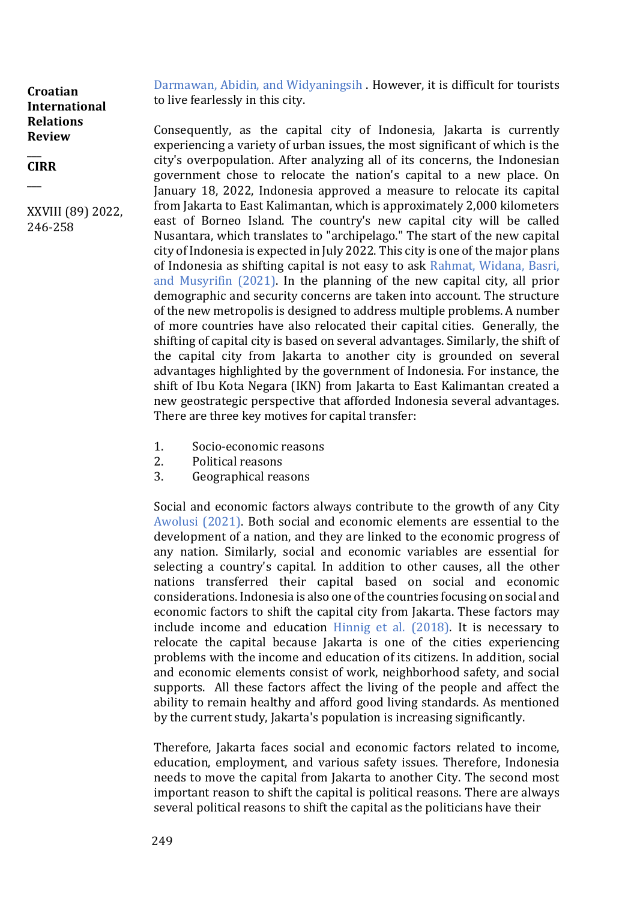Darmawan, Abidin, and Widyaningsih . However, it is difficult for tourists to live fearlessly in this city.

Consequently, as the capital city of Indonesia, Jakarta is currently experiencing a variety of urban issues, the most significant of which is the city's overpopulation. After analyzing all of its concerns, the Indonesian government chose to relocate the nation's capital to a new place. On January 18, 2022, Indonesia approved a measure to relocate its capital from Jakarta to East Kalimantan, which is approximately 2,000 kilometers east of Borneo Island. The country's new capital city will be called Nusantara, which translates to "archipelago." The start of the new capital city of Indonesia is expected in July 2022. This city is one of the major plans of Indonesia as shifting capital is not easy to ask Rahmat, Widana, Basri, and Musyrifin (2021). In the planning of the new capital city, all prior demographic and security concerns are taken into account. The structure of the new metropolis is designed to address multiple problems. A number of more countries have also relocated their capital cities. Generally, the shifting of capital city is based on several advantages. Similarly, the shift of the capital city from Jakarta to another city is grounded on several advantages highlighted by the government of Indonesia. For instance, the shift of Ibu Kota Negara (IKN) from Jakarta to East Kalimantan created a new geostrategic perspective that afforded Indonesia several advantages. There are three key motives for capital transfer:

1. Socio-economic reasons
2. Political reasons
3. Geographical reasons

Social and economic factors always contribute to the growth of any City Awolusi (2021). Both social and economic elements are essential to the development of a nation, and they are linked to the economic progress of any nation. Similarly, social and economic variables are essential for selecting a country's capital. In addition to other causes, all the other nations transferred their capital based on social and economic considerations. Indonesia is also one of the countries focusing on social and economic factors to shift the capital city from Jakarta. These factors may include income and education Hinnig et al. (2018). It is necessary to relocate the capital because Jakarta is one of the cities experiencing problems with the income and education of its citizens. In addition, social and economic elements consist of work, neighborhood safety, and social supports. All these factors affect the living of the people and affect the ability to remain healthy and afford good living standards. As mentioned by the current study, Jakarta's population is increasing significantly.

Therefore, Jakarta faces social and economic factors related to income, education, employment, and various safety issues. Therefore, Indonesia needs to move the capital from Jakarta to another City. The second most important reason to shift the capital is political reasons. There are always several political reasons to shift the capital as the politicians have their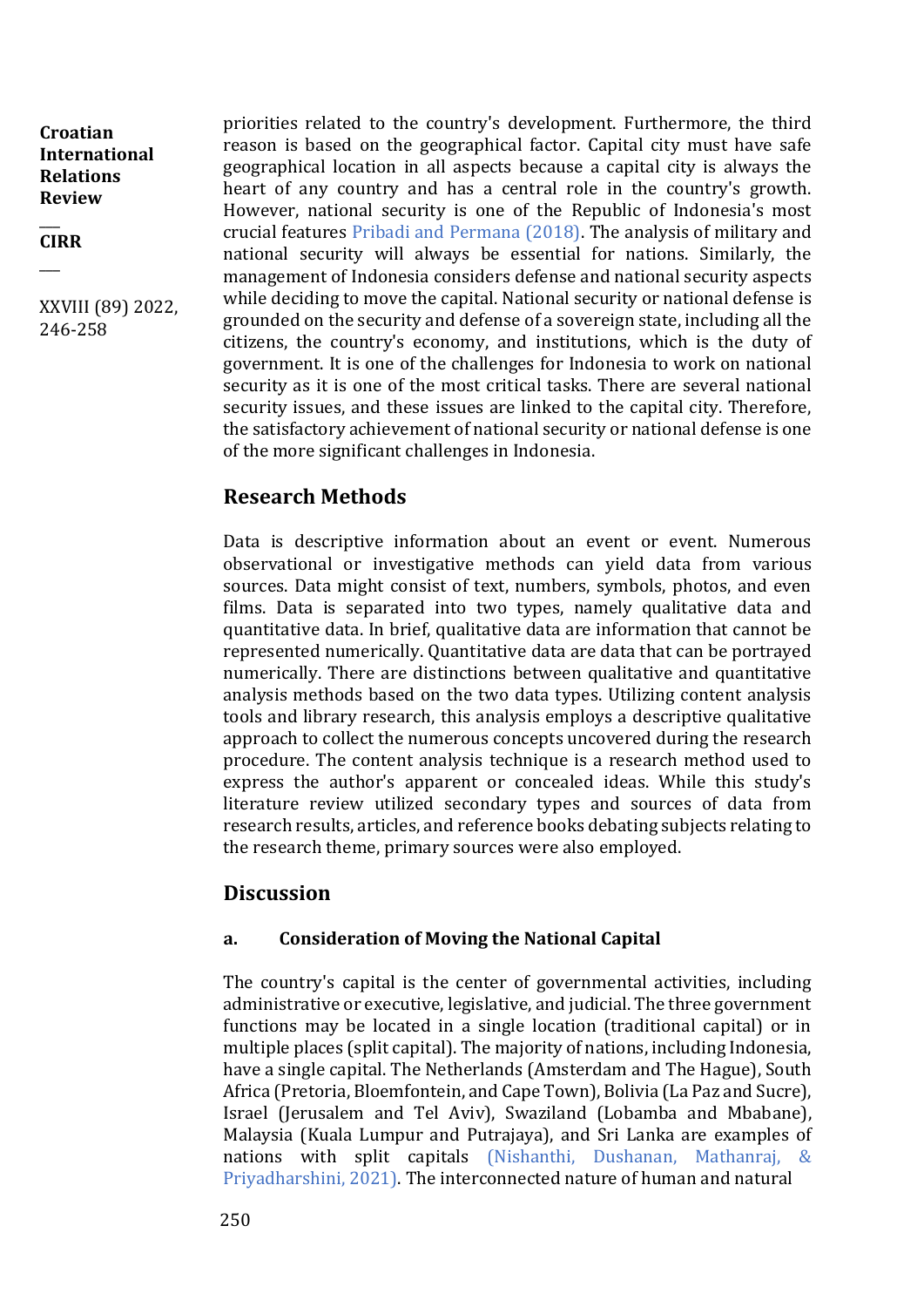priorities related to the country's development. Furthermore, the third reason is based on the geographical factor. Capital city must have safe geographical location in all aspects because a capital city is always the heart of any country and has a central role in the country's growth. However, national security is one of the Republic of Indonesia's most crucial features Pribadi and Permana (2018). The analysis of military and national security will always be essential for nations. Similarly, the management of Indonesia considers defense and national security aspects while deciding to move the capital. National security or national defense is grounded on the security and defense of a sovereign state, including all the citizens, the country's economy, and institutions, which is the duty of government. It is one of the challenges for Indonesia to work on national security as it is one of the most critical tasks. There are several national security issues, and these issues are linked to the capital city. Therefore, the satisfactory achievement of national security or national defense is one of the more significant challenges in Indonesia.

## Research Methods

Data is descriptive information about an event or event. Numerous observational or investigative methods can yield data from various sources. Data might consist of text, numbers, symbols, photos, and even films. Data is separated into two types, namely qualitative data and quantitative data. In brief, qualitative data are information that cannot be represented numerically. Quantitative data are data that can be portrayed numerically. There are distinctions between qualitative and quantitative analysis methods based on the two data types. Utilizing content analysis tools and library research, this analysis employs a descriptive qualitative approach to collect the numerous concepts uncovered during the research procedure. The content analysis technique is a research method used to express the author's apparent or concealed ideas. While this study's literature review utilized secondary types and sources of data from research results, articles, and reference books debating subjects relating to the research theme, primary sources were also employed.

## Discussion

### a. Consideration of Moving the National Capital

The country's capital is the center of governmental activities, including administrative or executive, legislative, and judicial. The three government functions may be located in a single location (traditional capital) or in multiple places (split capital). The majority of nations, including Indonesia, have a single capital. The Netherlands (Amsterdam and The Hague), South Africa (Pretoria, Bloemfontein, and Cape Town), Bolivia (La Paz and Sucre), Israel (Jerusalem and Tel Aviv), Swaziland (Lobamba and Mbabane), Malaysia (Kuala Lumpur and Putrajaya), and Sri Lanka are examples of nations with split capitals (Nishanthi, Dushanan, Mathanraj, & Priyadharshini, 2021). The interconnected nature of human and natural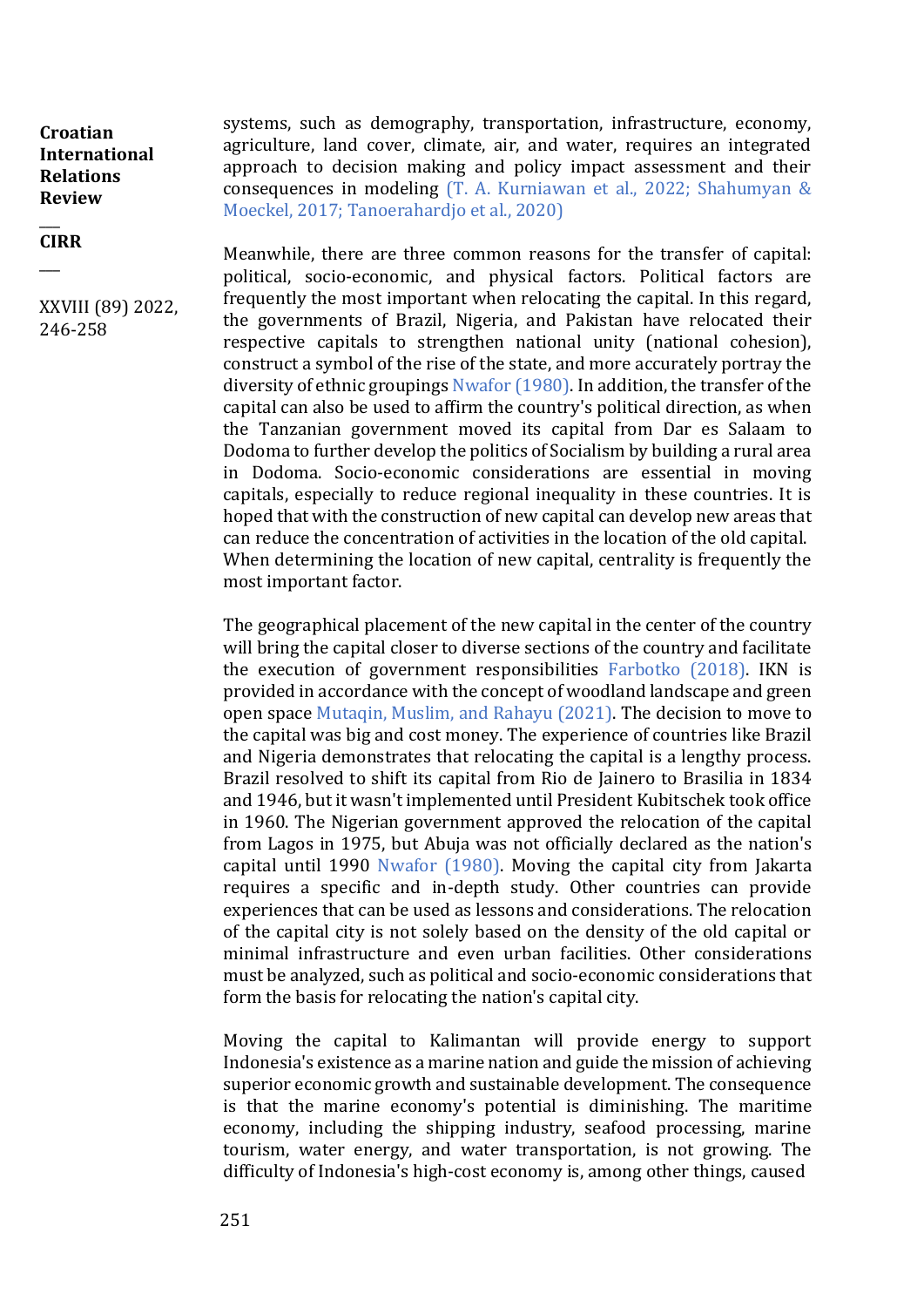systems, such as demography, transportation, infrastructure, economy, agriculture, land cover, climate, air, and water, requires an integrated approach to decision making and policy impact assessment and their consequences in modeling (T. A. Kurniawan et al., 2022; Shahumyan & Moeckel, 2017; Tanoerahardjo et al., 2020)

Meanwhile, there are three common reasons for the transfer of capital: political, socio-economic, and physical factors. Political factors are frequently the most important when relocating the capital. In this regard, the governments of Brazil, Nigeria, and Pakistan have relocated their respective capitals to strengthen national unity (national cohesion), construct a symbol of the rise of the state, and more accurately portray the diversity of ethnic groupings Nwafor (1980). In addition, the transfer of the capital can also be used to affirm the country's political direction, as when the Tanzanian government moved its capital from Dar es Salaam to Dodoma to further develop the politics of Socialism by building a rural area in Dodoma. Socio-economic considerations are essential in moving capitals, especially to reduce regional inequality in these countries. It is hoped that with the construction of new capital can develop new areas that can reduce the concentration of activities in the location of the old capital. When determining the location of new capital, centrality is frequently the most important factor.

The geographical placement of the new capital in the center of the country will bring the capital closer to diverse sections of the country and facilitate the execution of government responsibilities Farbotko (2018). IKN is provided in accordance with the concept of woodland landscape and green open space Mutaqin, Muslim, and Rahayu (2021). The decision to move to the capital was big and cost money. The experience of countries like Brazil and Nigeria demonstrates that relocating the capital is a lengthy process. Brazil resolved to shift its capital from Rio de Jainero to Brasilia in 1834 and 1946, but it wasn't implemented until President Kubitschek took office in 1960. The Nigerian government approved the relocation of the capital from Lagos in 1975, but Abuja was not officially declared as the nation's capital until 1990 Nwafor (1980). Moving the capital city from Jakarta requires a specific and in-depth study. Other countries can provide experiences that can be used as lessons and considerations. The relocation of the capital city is not solely based on the density of the old capital or minimal infrastructure and even urban facilities. Other considerations must be analyzed, such as political and socio-economic considerations that form the basis for relocating the nation's capital city.

Moving the capital to Kalimantan will provide energy to support Indonesia's existence as a marine nation and guide the mission of achieving superior economic growth and sustainable development. The consequence is that the marine economy's potential is diminishing. The maritime economy, including the shipping industry, seafood processing, marine tourism, water energy, and water transportation, is not growing. The difficulty of Indonesia's high-cost economy is, among other things, caused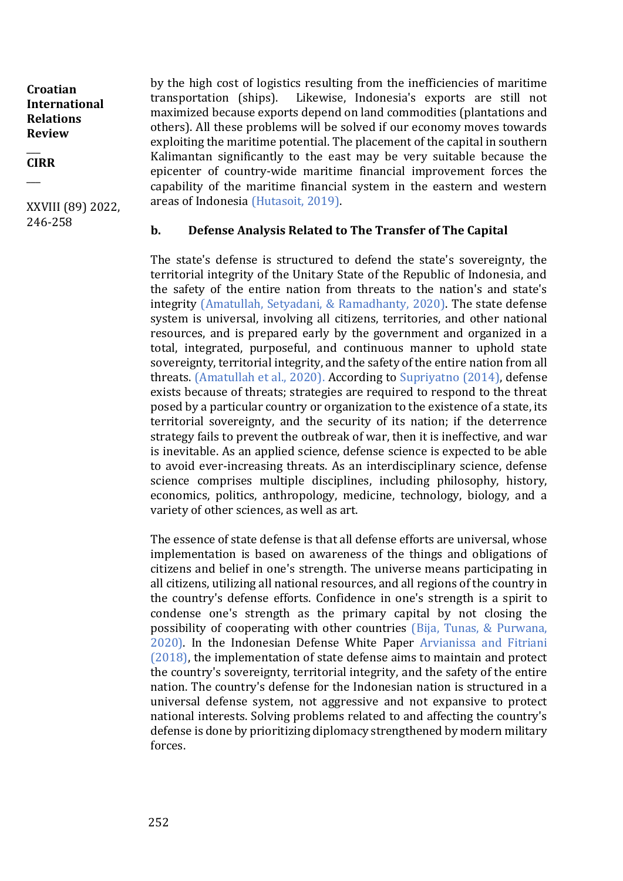by the high cost of logistics resulting from the inefficiencies of maritime transportation (ships). Likewise, Indonesia's exports are still not maximized because exports depend on land commodities (plantations and others). All these problems will be solved if our economy moves towards exploiting the maritime potential. The placement of the capital in southern Kalimantan significantly to the east may be very suitable because the epicenter of country-wide maritime financial improvement forces the capability of the maritime financial system in the eastern and western areas of Indonesia (Hutasoit, 2019).

### b. Defense Analysis Related to The Transfer of The Capital

The state's defense is structured to defend the state's sovereignty, the territorial integrity of the Unitary State of the Republic of Indonesia, and the safety of the entire nation from threats to the nation's and state's integrity (Amatullah, Setyadani, & Ramadhanty, 2020). The state defense system is universal, involving all citizens, territories, and other national resources, and is prepared early by the government and organized in a total, integrated, purposeful, and continuous manner to uphold state sovereignty, territorial integrity, and the safety of the entire nation from all threats. (Amatullah et al., 2020). According to Supriyatno (2014), defense exists because of threats; strategies are required to respond to the threat posed by a particular country or organization to the existence of a state, its territorial sovereignty, and the security of its nation; if the deterrence strategy fails to prevent the outbreak of war, then it is ineffective, and war is inevitable. As an applied science, defense science is expected to be able to avoid ever-increasing threats. As an interdisciplinary science, defense science comprises multiple disciplines, including philosophy, history, economics, politics, anthropology, medicine, technology, biology, and a variety of other sciences, as well as art.

The essence of state defense is that all defense efforts are universal, whose implementation is based on awareness of the things and obligations of citizens and belief in one's strength. The universe means participating in all citizens, utilizing all national resources, and all regions of the country in the country's defense efforts. Confidence in one's strength is a spirit to condense one's strength as the primary capital by not closing the possibility of cooperating with other countries (Bija, Tunas, & Purwana, 2020). In the Indonesian Defense White Paper Arvianissa and Fitriani (2018), the implementation of state defense aims to maintain and protect the country's sovereignty, territorial integrity, and the safety of the entire nation. The country's defense for the Indonesian nation is structured in a universal defense system, not aggressive and not expansive to protect national interests. Solving problems related to and affecting the country's defense is done by prioritizing diplomacy strengthened by modern military forces.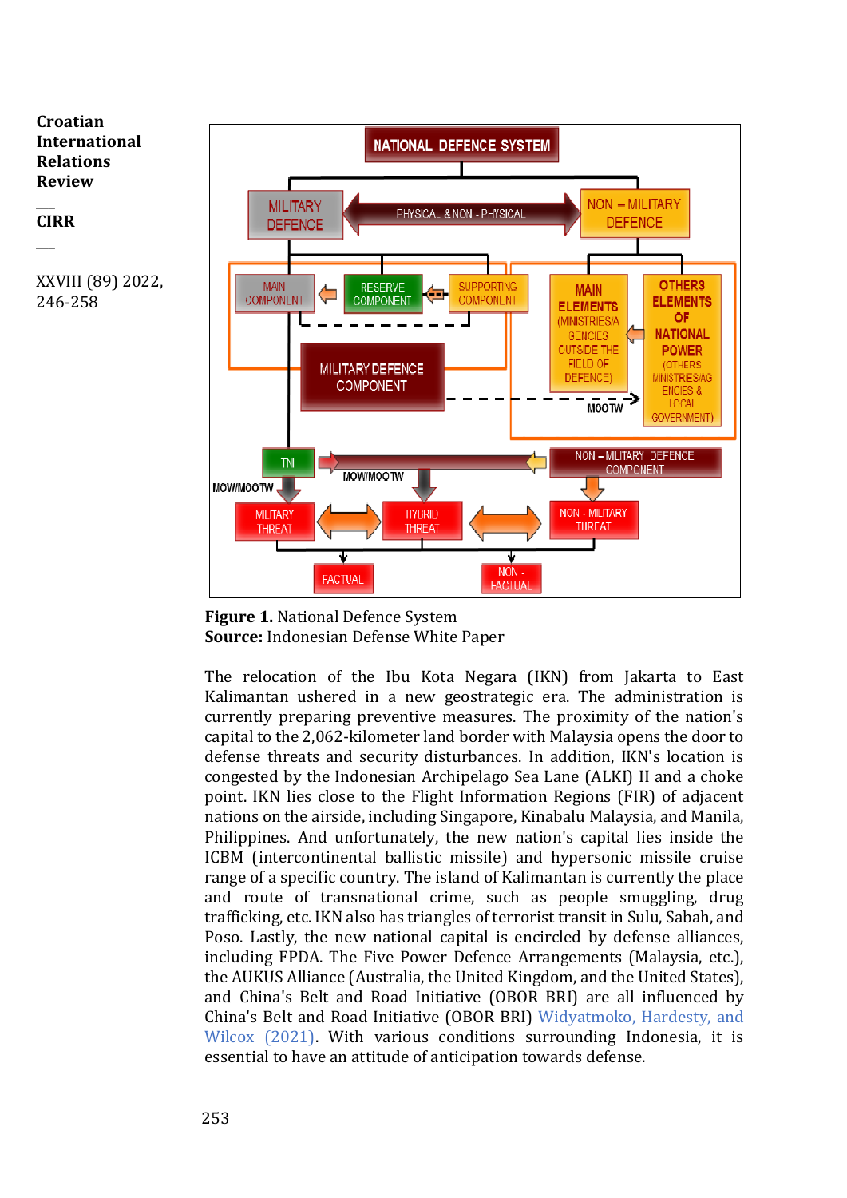**Figure 1.** National Defence System
**Source:** Indonesian Defense White Paper

The relocation of the Ibu Kota Negara (IKN) from Jakarta to East Kalimantan ushered in a new geostrategic era. The administration is currently preparing preventive measures. The proximity of the nation's capital to the 2,062-kilometer land border with Malaysia opens the door to defense threats and security disturbances. In addition, IKN's location is congested by the Indonesian Archipelago Sea Lane (ALKI) II and a choke point. IKN lies close to the Flight Information Regions (FIR) of adjacent nations on the airside, including Singapore, Kinabalu Malaysia, and Manila, Philippines. And unfortunately, the new nation's capital lies inside the ICBM (intercontinental ballistic missile) and hypersonic missile cruise range of a specific country. The island of Kalimantan is currently the place and route of transnational crime, such as people smuggling, drug trafficking, etc. IKN also has triangles of terrorist transit in Sulu, Sabah, and Poso. Lastly, the new national capital is encircled by defense alliances, including FPDA. The Five Power Defence Arrangements (Malaysia, etc.), the AUKUS Alliance (Australia, the United Kingdom, and the United States), and China's Belt and Road Initiative (OBOR BRI) are all influenced by China's Belt and Road Initiative (OBOR BRI) Widyatmoko, Hardesty, and Wilcox (2021). With various conditions surrounding Indonesia, it is essential to have an attitude of anticipation towards defense.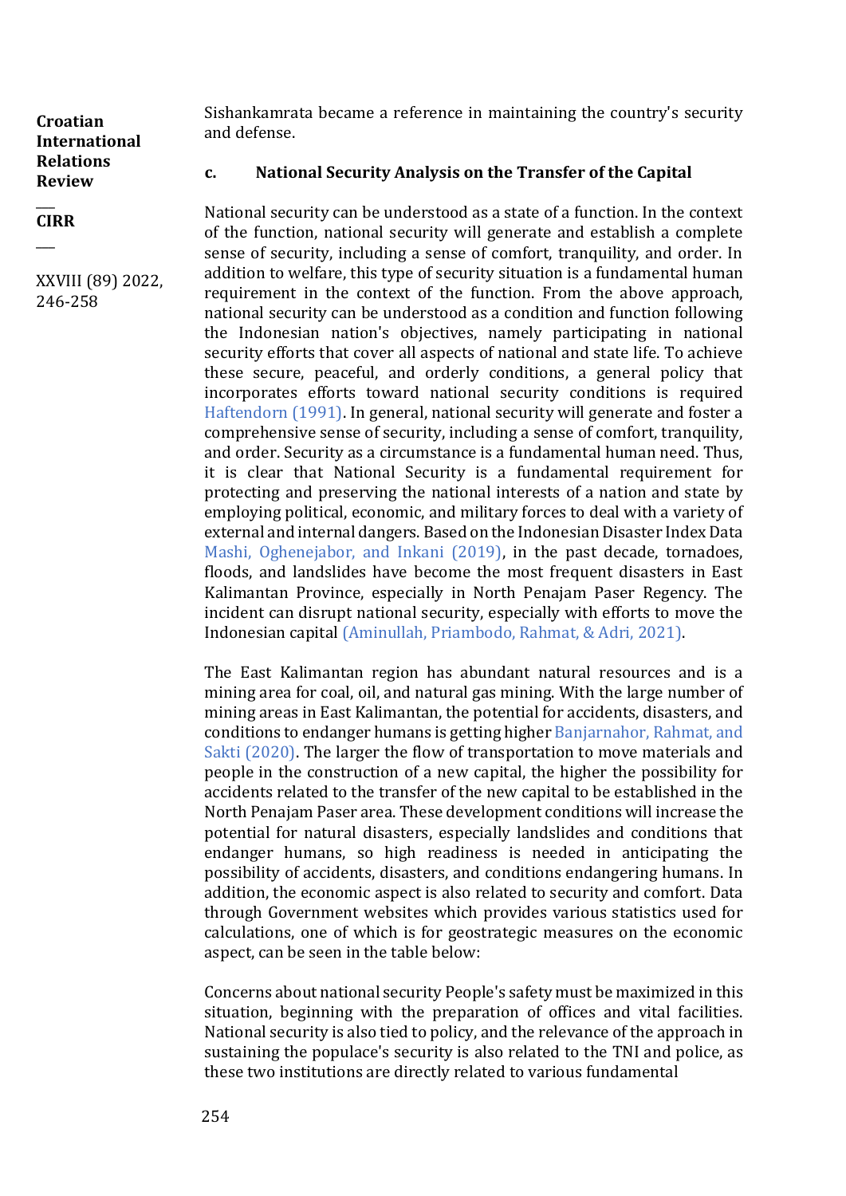Sishankamrata became a reference in maintaining the country's security and defense.

### c. National Security Analysis on the Transfer of the Capital

National security can be understood as a state of a function. In the context of the function, national security will generate and establish a complete sense of security, including a sense of comfort, tranquility, and order. In addition to welfare, this type of security situation is a fundamental human requirement in the context of the function. From the above approach, national security can be understood as a condition and function following the Indonesian nation's objectives, namely participating in national security efforts that cover all aspects of national and state life. To achieve these secure, peaceful, and orderly conditions, a general policy that incorporates efforts toward national security conditions is required Haftendorn (1991). In general, national security will generate and foster a comprehensive sense of security, including a sense of comfort, tranquility, and order. Security as a circumstance is a fundamental human need. Thus, it is clear that National Security is a fundamental requirement for protecting and preserving the national interests of a nation and state by employing political, economic, and military forces to deal with a variety of external and internal dangers. Based on the Indonesian Disaster Index Data Mashi, Oghenejabor, and Inkani (2019), in the past decade, tornadoes, floods, and landslides have become the most frequent disasters in East Kalimantan Province, especially in North Penajam Paser Regency. The incident can disrupt national security, especially with efforts to move the Indonesian capital (Aminullah, Priambodo, Rahmat, & Adri, 2021).

The East Kalimantan region has abundant natural resources and is a mining area for coal, oil, and natural gas mining. With the large number of mining areas in East Kalimantan, the potential for accidents, disasters, and conditions to endanger humans is getting higher Banjarnahor, Rahmat, and Sakti (2020). The larger the flow of transportation to move materials and people in the construction of a new capital, the higher the possibility for accidents related to the transfer of the new capital to be established in the North Penajam Paser area. These development conditions will increase the potential for natural disasters, especially landslides and conditions that endanger humans, so high readiness is needed in anticipating the possibility of accidents, disasters, and conditions endangering humans. In addition, the economic aspect is also related to security and comfort. Data through Government websites which provides various statistics used for calculations, one of which is for geostrategic measures on the economic aspect, can be seen in the table below:

Concerns about national security People's safety must be maximized in this situation, beginning with the preparation of offices and vital facilities. National security is also tied to policy, and the relevance of the approach in sustaining the populace's security is also related to the TNI and police, as these two institutions are directly related to various fundamental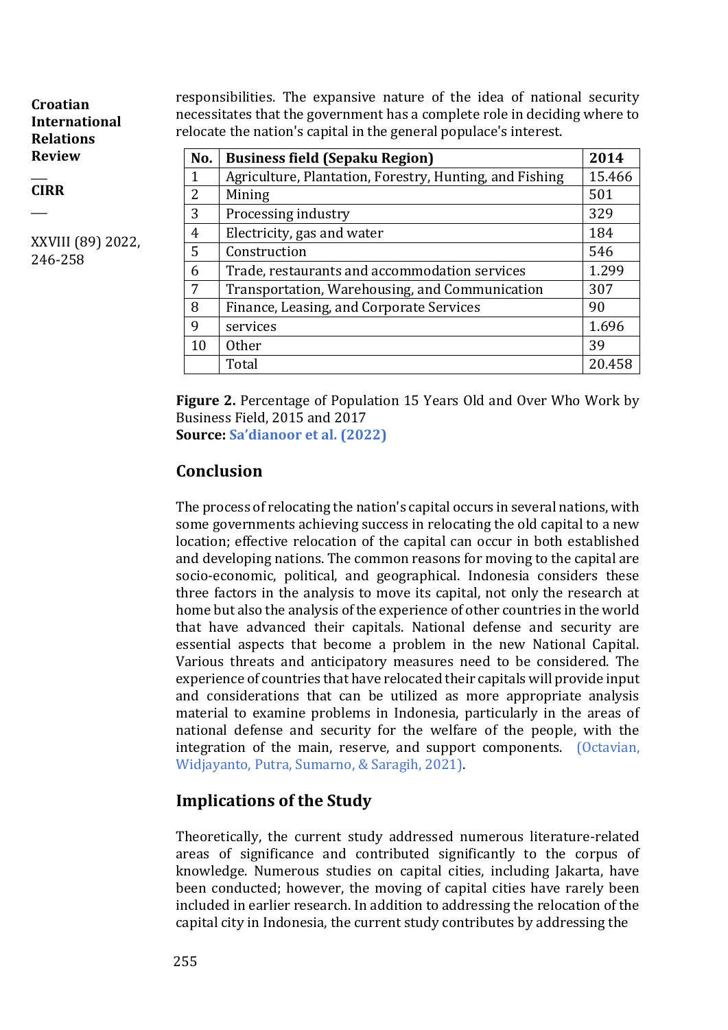responsibilities. The expansive nature of the idea of national security necessitates that the government has a complete role in deciding where to relocate the nation's capital in the general populace's interest.

| No. | Business field (Sepaku Region) | 2014 |
|---|---|---|
| 1 | Agriculture, Plantation, Forestry, Hunting, and Fishing | 15.466 |
| 2 | Mining | 501 |
| 3 | Processing industry | 329 |
| 4 | Electricity, gas and water | 184 |
| 5 | Construction | 546 |
| 6 | Trade, restaurants and accommodation services | 1.299 |
| 7 | Transportation, Warehousing, and Communication | 307 |
| 8 | Finance, Leasing, and Corporate Services | 90 |
| 9 | services | 1.696 |
| 10 | Other | 39 |
| | Total | 20.458 |

**Figure 2.** Percentage of Population 15 Years Old and Over Who Work by Business Field, 2015 and 2017
**Source:** Sa'dianoor et al. (2022)

## Conclusion

The process of relocating the nation's capital occurs in several nations, with some governments achieving success in relocating the old capital to a new location; effective relocation of the capital can occur in both established and developing nations. The common reasons for moving to the capital are socio-economic, political, and geographical. Indonesia considers these three factors in the analysis to move its capital, not only the research at home but also the analysis of the experience of other countries in the world that have advanced their capitals. National defense and security are essential aspects that become a problem in the new National Capital. Various threats and anticipatory measures need to be considered. The experience of countries that have relocated their capitals will provide input and considerations that can be utilized as more appropriate analysis material to examine problems in Indonesia, particularly in the areas of national defense and security for the welfare of the people, with the integration of the main, reserve, and support components. (Octavian, Widjayanto, Putra, Sumarno, & Saragih, 2021).

## Implications of the Study

Theoretically, the current study addressed numerous literature-related areas of significance and contributed significantly to the corpus of knowledge. Numerous studies on capital cities, including Jakarta, have been conducted; however, the moving of capital cities have rarely been included in earlier research. In addition to addressing the relocation of the capital city in Indonesia, the current study contributes by addressing the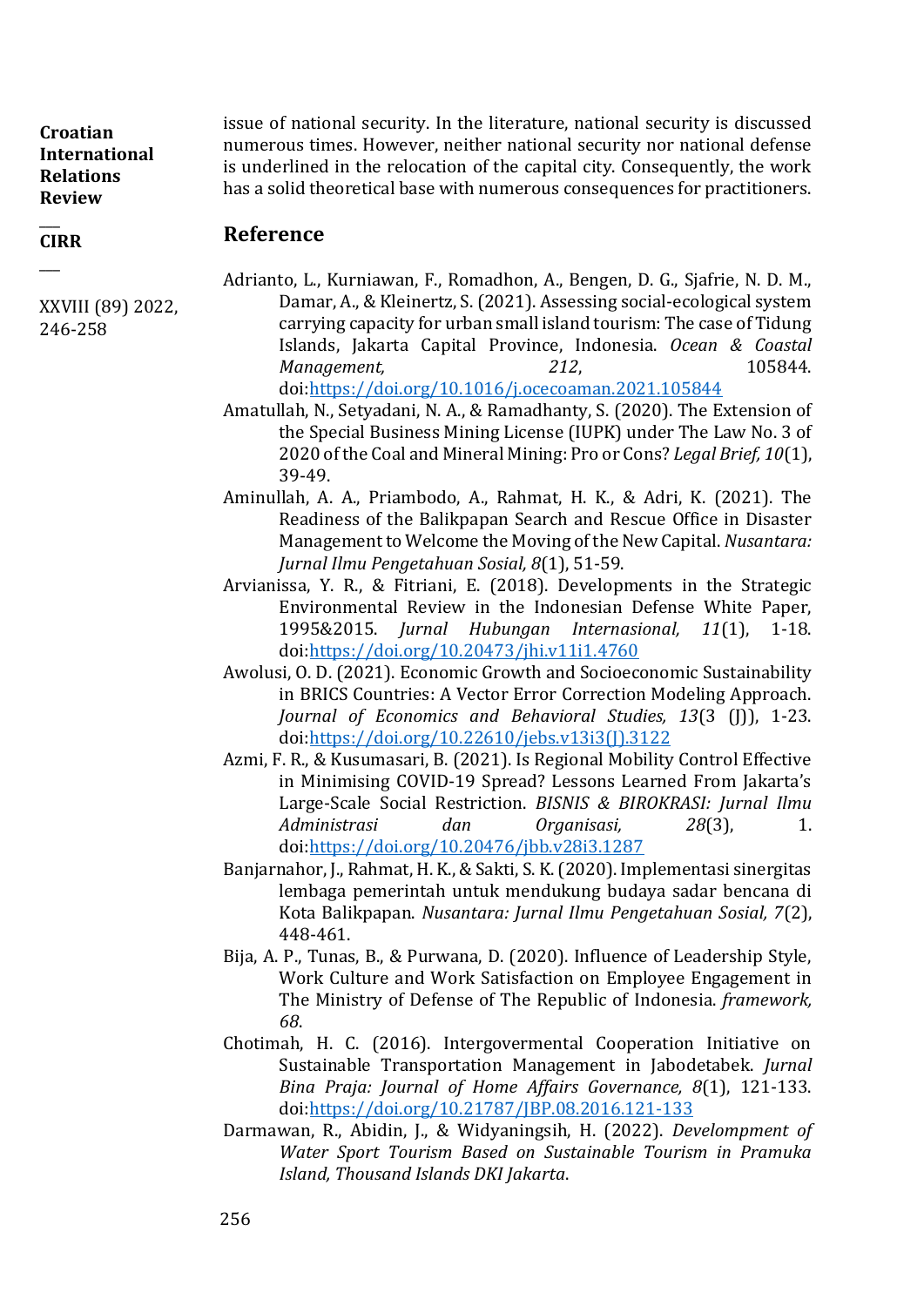issue of national security. In the literature, national security is discussed numerous times. However, neither national security nor national defense is underlined in the relocation of the capital city. Consequently, the work has a solid theoretical base with numerous consequences for practitioners.

## Reference

Adrianto, L., Kurniawan, F., Romadhon, A., Bengen, D. G., Sjafrie, N. D. M., Damar, A., & Kleinertz, S. (2021). Assessing social-ecological system carrying capacity for urban small island tourism: The case of Tidung Islands, Jakarta Capital Province, Indonesia. *Ocean & Coastal Management, 212*, 105844. doi:https://doi.org/10.1016/j.ocecoaman.2021.105844

Amatullah, N., Setyadani, N. A., & Ramadhanty, S. (2020). The Extension of the Special Business Mining License (IUPK) under The Law No. 3 of 2020 of the Coal and Mineral Mining: Pro or Cons? *Legal Brief, 10*(1), 39-49.

Aminullah, A. A., Priambodo, A., Rahmat, H. K., & Adri, K. (2021). The Readiness of the Balikpapan Search and Rescue Office in Disaster Management to Welcome the Moving of the New Capital. *Nusantara: Jurnal Ilmu Pengetahuan Sosial, 8*(1), 51-59.

Arvianissa, Y. R., & Fitriani, E. (2018). Developments in the Strategic Environmental Review in the Indonesian Defense White Paper, 1995&2015. *Jurnal Hubungan Internasional, 11*(1), 1-18. doi:https://doi.org/10.20473/jhi.v11i1.4760

Awolusi, O. D. (2021). Economic Growth and Socioeconomic Sustainability in BRICS Countries: A Vector Error Correction Modeling Approach. *Journal of Economics and Behavioral Studies, 13*(3 (J)), 1-23. doi:https://doi.org/10.22610/jebs.v13i3(J).3122

Azmi, F. R., & Kusumasari, B. (2021). Is Regional Mobility Control Effective in Minimising COVID-19 Spread? Lessons Learned From Jakarta's Large-Scale Social Restriction. *BISNIS & BIROKRASI: Jurnal Ilmu Administrasi dan Organisasi, 28*(3), 1. doi:https://doi.org/10.20476/jbb.v28i3.1287

Banjarnahor, J., Rahmat, H. K., & Sakti, S. K. (2020). Implementasi sinergitas lembaga pemerintah untuk mendukung budaya sadar bencana di Kota Balikpapan. *Nusantara: Jurnal Ilmu Pengetahuan Sosial, 7*(2), 448-461.

Bija, A. P., Tunas, B., & Purwana, D. (2020). Influence of Leadership Style, Work Culture and Work Satisfaction on Employee Engagement in The Ministry of Defense of The Republic of Indonesia. *framework, 68*.

Chotimah, H. C. (2016). Intergovermental Cooperation Initiative on Sustainable Transportation Management in Jabodetabek. *Jurnal Bina Praja: Journal of Home Affairs Governance, 8*(1), 121-133. doi:https://doi.org/10.21787/JBP.08.2016.121-133

Darmawan, R., Abidin, J., & Widyaningsih, H. (2022). *Developmment of Water Sport Tourism Based on Sustainable Tourism in Pramuka Island, Thousand Islands DKI Jakarta*.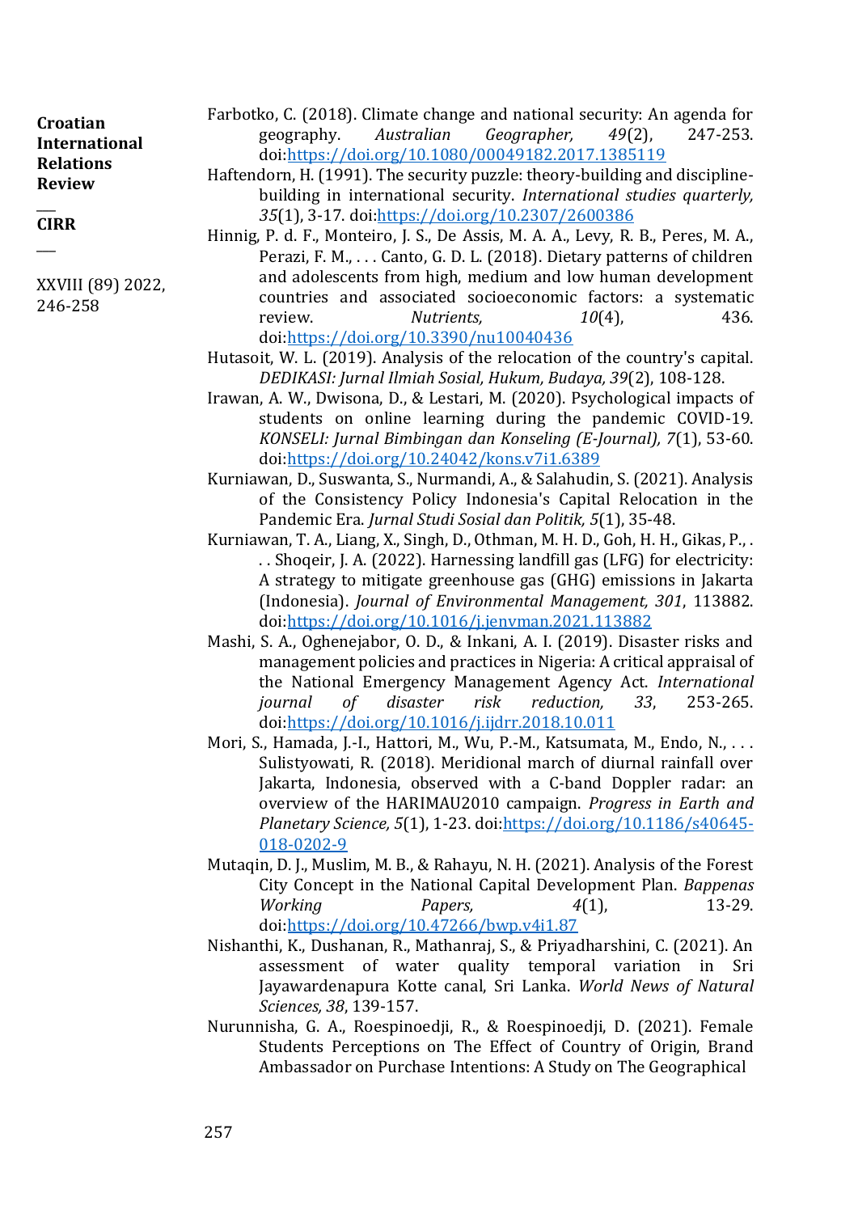Farbotko, C. (2018). Climate change and national security: An agenda for geography. *Australian Geographer, 49*(2), 247-253. doi:https://doi.org/10.1080/00049182.2017.1385119

Haftendorn, H. (1991). The security puzzle: theory-building and discipline-building in international security. *International studies quarterly, 35*(1), 3-17. doi:https://doi.org/10.2307/2600386

Hinnig, P. d. F., Monteiro, J. S., De Assis, M. A. A., Levy, R. B., Peres, M. A., Perazi, F. M., . . . Canto, G. D. L. (2018). Dietary patterns of children and adolescents from high, medium and low human development countries and associated socioeconomic factors: a systematic review. *Nutrients, 10*(4), 436. doi:https://doi.org/10.3390/nu10040436

Hutasoit, W. L. (2019). Analysis of the relocation of the country's capital. *DEDIKASI: Jurnal Ilmiah Sosial, Hukum, Budaya, 39*(2), 108-128.

Irawan, A. W., Dwisona, D., & Lestari, M. (2020). Psychological impacts of students on online learning during the pandemic COVID-19. *KONSELI: Jurnal Bimbingan dan Konseling (E-Journal), 7*(1), 53-60. doi:https://doi.org/10.24042/kons.v7i1.6389

Kurniawan, D., Suswanta, S., Nurmandi, A., & Salahudin, S. (2021). Analysis of the Consistency Policy Indonesia's Capital Relocation in the Pandemic Era. *Jurnal Studi Sosial dan Politik, 5*(1), 35-48.

Kurniawan, T. A., Liang, X., Singh, D., Othman, M. H. D., Goh, H. H., Gikas, P., . . . Shoqeir, J. A. (2022). Harnessing landfill gas (LFG) for electricity: A strategy to mitigate greenhouse gas (GHG) emissions in Jakarta (Indonesia). *Journal of Environmental Management, 301*, 113882. doi:https://doi.org/10.1016/j.jenvman.2021.113882

Mashi, S. A., Oghenejabor, O. D., & Inkani, A. I. (2019). Disaster risks and management policies and practices in Nigeria: A critical appraisal of the National Emergency Management Agency Act. *International journal of disaster risk reduction, 33*, 253-265. doi:https://doi.org/10.1016/j.ijdrr.2018.10.011

Mori, S., Hamada, J.-I., Hattori, M., Wu, P.-M., Katsumata, M., Endo, N., . . . Sulistyowati, R. (2018). Meridional march of diurnal rainfall over Jakarta, Indonesia, observed with a C-band Doppler radar: an overview of the HARIMAU2010 campaign. *Progress in Earth and Planetary Science, 5*(1), 1-23. doi:https://doi.org/10.1186/s40645-018-0202-9

Mutaqin, D. J., Muslim, M. B., & Rahayu, N. H. (2021). Analysis of the Forest City Concept in the National Capital Development Plan. *Bappenas Working Papers, 4*(1), 13-29. doi:https://doi.org/10.47266/bwp.v4i1.87

Nishanthi, K., Dushanan, R., Mathanraj, S., & Priyadharshini, C. (2021). An assessment of water quality temporal variation in Sri Jayawardenapura Kotte canal, Sri Lanka. *World News of Natural Sciences, 38*, 139-157.

Nurunnisha, G. A., Roespinoedji, R., & Roespinoedji, D. (2021). Female Students Perceptions on The Effect of Country of Origin, Brand Ambassador on Purchase Intentions: A Study on The Geographical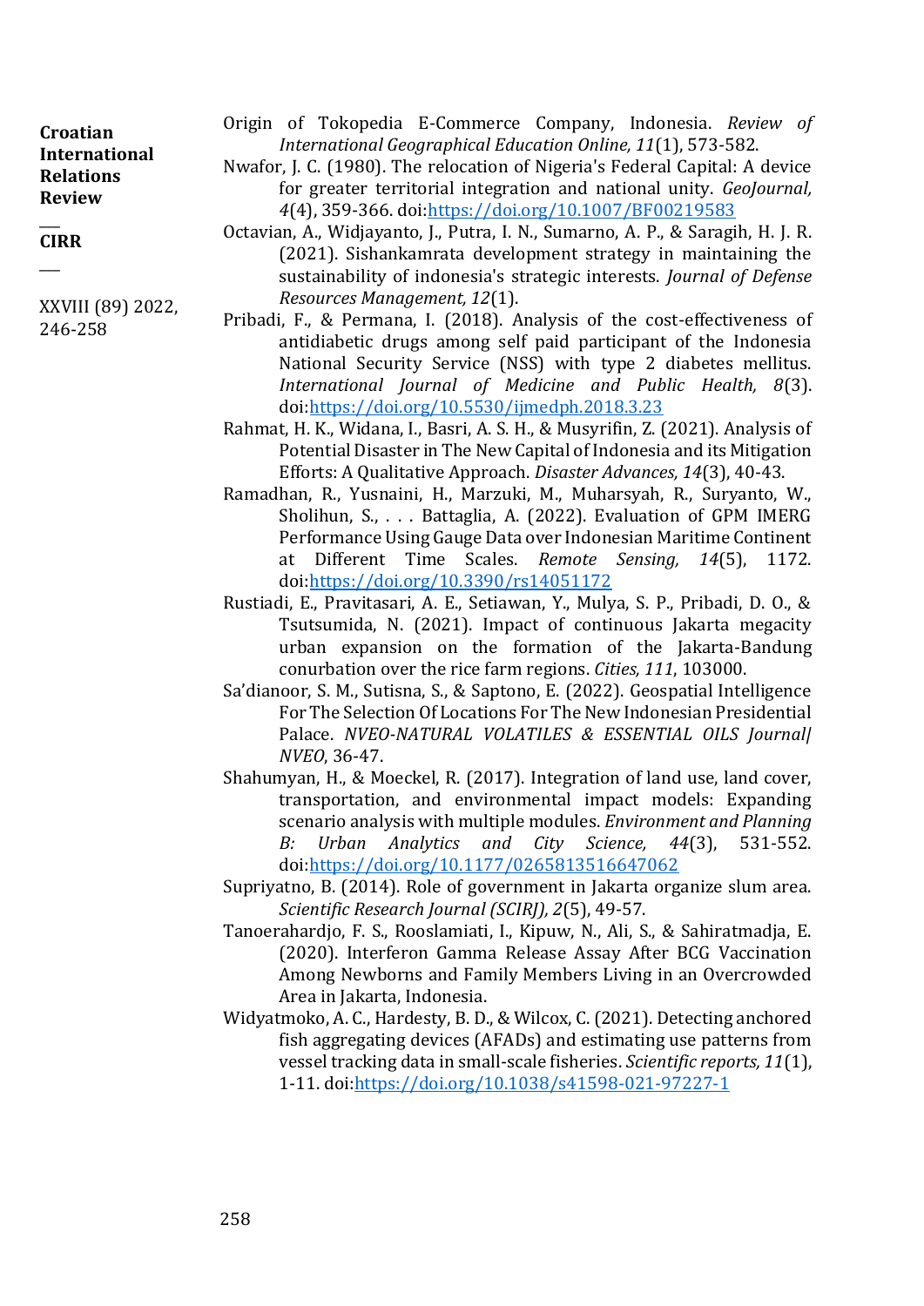Origin of Tokopedia E-Commerce Company, Indonesia. *Review of International Geographical Education Online, 11*(1), 573-582.

Nwafor, J. C. (1980). The relocation of Nigeria's Federal Capital: A device for greater territorial integration and national unity. *GeoJournal, 4*(4), 359-366. doi:https://doi.org/10.1007/BF00219583

Octavian, A., Widjayanto, J., Putra, I. N., Sumarno, A. P., & Saragih, H. J. R. (2021). Sishankamrata development strategy in maintaining the sustainability of indonesia's strategic interests. *Journal of Defense Resources Management, 12*(1).

Pribadi, F., & Permana, I. (2018). Analysis of the cost-effectiveness of antidiabetic drugs among self paid participant of the Indonesia National Security Service (NSS) with type 2 diabetes mellitus. *International Journal of Medicine and Public Health, 8*(3). doi:https://doi.org/10.5530/ijmedph.2018.3.23

Rahmat, H. K., Widana, I., Basri, A. S. H., & Musyrifin, Z. (2021). Analysis of Potential Disaster in The New Capital of Indonesia and its Mitigation Efforts: A Qualitative Approach. *Disaster Advances, 14*(3), 40-43.

Ramadhan, R., Yusnaini, H., Marzuki, M., Muharsyah, R., Suryanto, W., Sholihun, S., . . . Battaglia, A. (2022). Evaluation of GPM IMERG Performance Using Gauge Data over Indonesian Maritime Continent at Different Time Scales. *Remote Sensing, 14*(5), 1172. doi:https://doi.org/10.3390/rs14051172

Rustiadi, E., Pravitasari, A. E., Setiawan, Y., Mulya, S. P., Pribadi, D. O., & Tsutsumida, N. (2021). Impact of continuous Jakarta megacity urban expansion on the formation of the Jakarta-Bandung conurbation over the rice farm regions. *Cities, 111*, 103000.

Sa'dianoor, S. M., Sutisna, S., & Saptono, E. (2022). Geospatial Intelligence For The Selection Of Locations For The New Indonesian Presidential Palace. *NVEO-NATURAL VOLATILES & ESSENTIAL OILS Journal| NVEO*, 36-47.

Shahumyan, H., & Moeckel, R. (2017). Integration of land use, land cover, transportation, and environmental impact models: Expanding scenario analysis with multiple modules. *Environment and Planning B: Urban Analytics and City Science, 44*(3), 531-552. doi:https://doi.org/10.1177/0265813516647062

Supriyatno, B. (2014). Role of government in Jakarta organize slum area. *Scientific Research Journal (SCIRJ), 2*(5), 49-57.

Tanoerahardjo, F. S., Rooslamiati, I., Kipuw, N., Ali, S., & Sahiratmadja, E. (2020). Interferon Gamma Release Assay After BCG Vaccination Among Newborns and Family Members Living in an Overcrowded Area in Jakarta, Indonesia.

Widyatmoko, A. C., Hardesty, B. D., & Wilcox, C. (2021). Detecting anchored fish aggregating devices (AFADs) and estimating use patterns from vessel tracking data in small-scale fisheries. *Scientific reports, 11*(1), 1-11. doi:https://doi.org/10.1038/s41598-021-97227-1